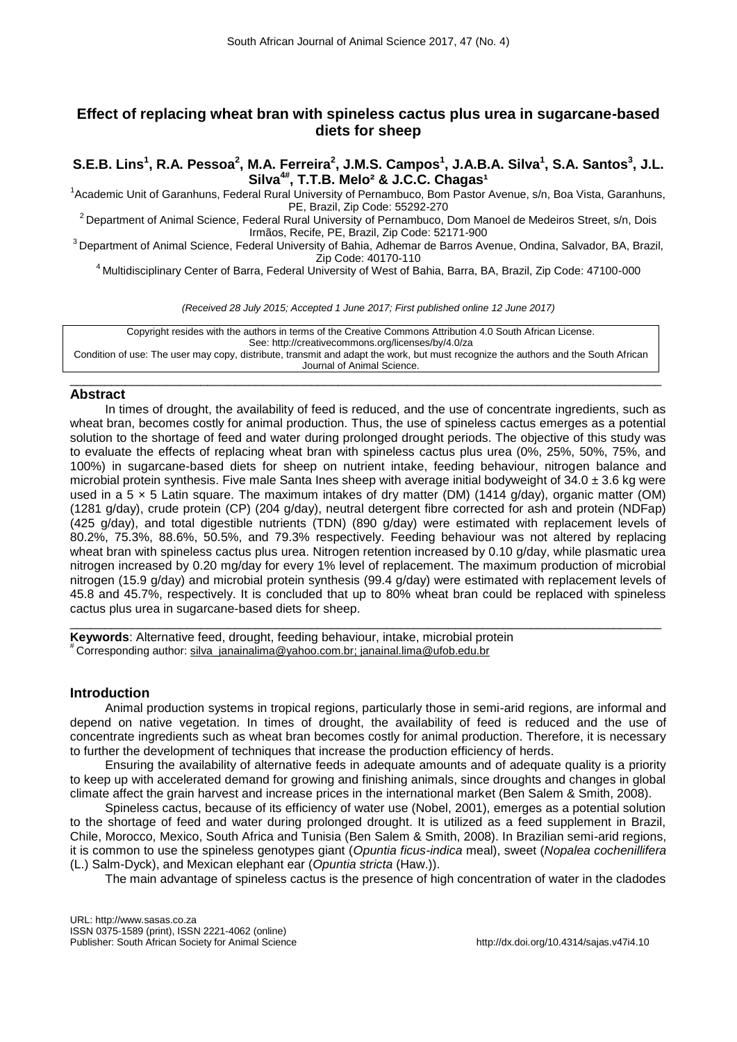# Effect of replacing wheat bran with spineless cactus plus urea in sugarcane-based diets for sheep

**S.E.B. Lins[1], R.A. Pessoa[2], M.A. Ferreira[2], J.M.S. Campos[1], J.A.B.A. Silva[1], S.A. Santos[3], J.L. Silva[4#], T.T.B. Melo[2] & J.C.C. Chagas[1]**

[1]Academic Unit of Garanhuns, Federal Rural University of Pernambuco, Bom Pastor Avenue, s/n, Boa Vista, Garanhuns, PE, Brazil, Zip Code: 55292-270

[2]Department of Animal Science, Federal Rural University of Pernambuco, Dom Manoel de Medeiros Street, s/n, Dois Irmãos, Recife, PE, Brazil, Zip Code: 52171-900

[3]Department of Animal Science, Federal University of Bahia, Adhemar de Barros Avenue, Ondina, Salvador, BA, Brazil, Zip Code: 40170-110

[4]Multidisciplinary Center of Barra, Federal University of West of Bahia, Barra, BA, Brazil, Zip Code: 47100-000

*(Received 28 July 2015; Accepted 1 June 2017; First published online 12 June 2017)*

Copyright resides with the authors in terms of the Creative Commons Attribution 4.0 South African License.
See: http://creativecommons.org/licenses/by/4.0/za
Condition of use: The user may copy, distribute, transmit and adapt the work, but must recognize the authors and the South African Journal of Animal Science.

## Abstract

In times of drought, the availability of feed is reduced, and the use of concentrate ingredients, such as wheat bran, becomes costly for animal production. Thus, the use of spineless cactus emerges as a potential solution to the shortage of feed and water during prolonged drought periods. The objective of this study was to evaluate the effects of replacing wheat bran with spineless cactus plus urea (0%, 25%, 50%, 75%, and 100%) in sugarcane-based diets for sheep on nutrient intake, feeding behaviour, nitrogen balance and microbial protein synthesis. Five male Santa Ines sheep with average initial bodyweight of $34.0 \pm 3.6$ kg were used in a $5 \times 5$ Latin square. The maximum intakes of dry matter (DM) (1414 g/day), organic matter (OM) (1281 g/day), crude protein (CP) (204 g/day), neutral detergent fibre corrected for ash and protein (NDFap) (425 g/day), and total digestible nutrients (TDN) (890 g/day) were estimated with replacement levels of 80.2%, 75.3%, 88.6%, 50.5%, and 79.3% respectively. Feeding behaviour was not altered by replacing wheat bran with spineless cactus plus urea. Nitrogen retention increased by 0.10 g/day, while plasmatic urea nitrogen increased by 0.20 mg/day for every 1% level of replacement. The maximum production of microbial nitrogen (15.9 g/day) and microbial protein synthesis (99.4 g/day) were estimated with replacement levels of 45.8 and 45.7%, respectively. It is concluded that up to 80% wheat bran could be replaced with spineless cactus plus urea in sugarcane-based diets for sheep.

**Keywords**: Alternative feed, drought, feeding behaviour, intake, microbial protein

[#]Corresponding author: silva_janainalima@yahoo.com.br; janainal.lima@ufob.edu.br

## Introduction

Animal production systems in tropical regions, particularly those in semi-arid regions, are informal and depend on native vegetation. In times of drought, the availability of feed is reduced and the use of concentrate ingredients such as wheat bran becomes costly for animal production. Therefore, it is necessary to further the development of techniques that increase the production efficiency of herds.

Ensuring the availability of alternative feeds in adequate amounts and of adequate quality is a priority to keep up with accelerated demand for growing and finishing animals, since droughts and changes in global climate affect the grain harvest and increase prices in the international market (Ben Salem & Smith, 2008).

Spineless cactus, because of its efficiency of water use (Nobel, 2001), emerges as a potential solution to the shortage of feed and water during prolonged drought. It is utilized as a feed supplement in Brazil, Chile, Morocco, Mexico, South Africa and Tunisia (Ben Salem & Smith, 2008). In Brazilian semi-arid regions, it is common to use the spineless genotypes giant (*Opuntia ficus-indica* meal), sweet (*Nopalea cochenillifera* (L.) Salm-Dyck), and Mexican elephant ear (*Opuntia stricta* (Haw.)).

The main advantage of spineless cactus is the presence of high concentration of water in the cladodes

URL: http://www.sasas.co.za
ISSN 0375-1589 (print), ISSN 2221-4062 (online)
Publisher: South African Society for Animal Science http://dx.doi.org/10.4314/sajas.v47i4.10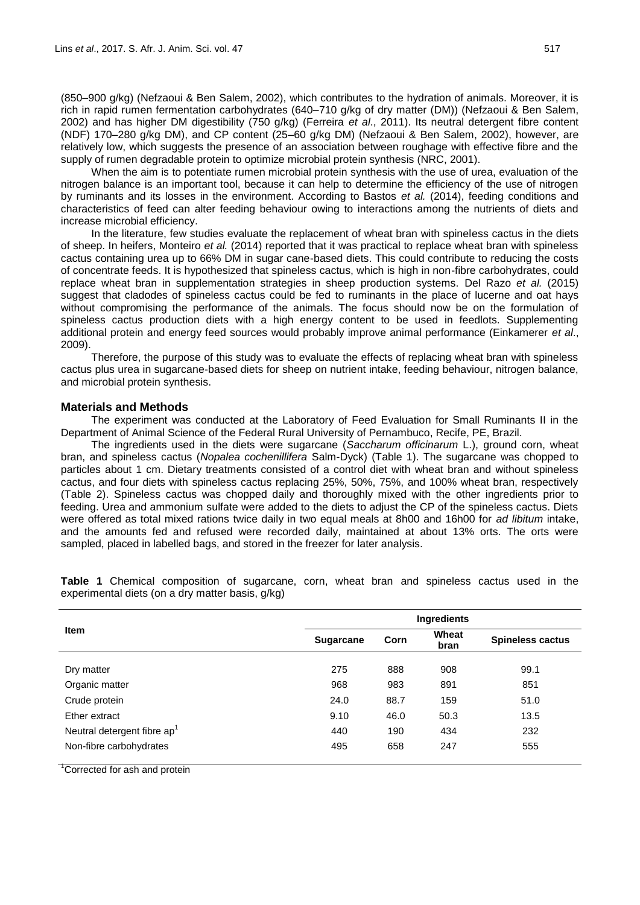(850–900 g/kg) (Nefzaoui & Ben Salem, 2002), which contributes to the hydration of animals. Moreover, it is rich in rapid rumen fermentation carbohydrates (640–710 g/kg of dry matter (DM)) (Nefzaoui & Ben Salem, 2002) and has higher DM digestibility (750 g/kg) (Ferreira *et al*., 2011). Its neutral detergent fibre content (NDF) 170–280 g/kg DM), and CP content (25–60 g/kg DM) (Nefzaoui & Ben Salem, 2002), however, are relatively low, which suggests the presence of an association between roughage with effective fibre and the supply of rumen degradable protein to optimize microbial protein synthesis (NRC, 2001).

When the aim is to potentiate rumen microbial protein synthesis with the use of urea, evaluation of the nitrogen balance is an important tool, because it can help to determine the efficiency of the use of nitrogen by ruminants and its losses in the environment. According to Bastos *et al.* (2014), feeding conditions and characteristics of feed can alter feeding behaviour owing to interactions among the nutrients of diets and increase microbial efficiency.

In the literature, few studies evaluate the replacement of wheat bran with spineless cactus in the diets of sheep. In heifers, Monteiro *et al.* (2014) reported that it was practical to replace wheat bran with spineless cactus containing urea up to 66% DM in sugar cane-based diets. This could contribute to reducing the costs of concentrate feeds. It is hypothesized that spineless cactus, which is high in non-fibre carbohydrates, could replace wheat bran in supplementation strategies in sheep production systems. Del Razo *et al.* (2015) suggest that cladodes of spineless cactus could be fed to ruminants in the place of lucerne and oat hays without compromising the performance of the animals. The focus should now be on the formulation of spineless cactus production diets with a high energy content to be used in feedlots. Supplementing additional protein and energy feed sources would probably improve animal performance (Einkamerer *et al*., 2009).

Therefore, the purpose of this study was to evaluate the effects of replacing wheat bran with spineless cactus plus urea in sugarcane-based diets for sheep on nutrient intake, feeding behaviour, nitrogen balance, and microbial protein synthesis.

## Materials and Methods

The experiment was conducted at the Laboratory of Feed Evaluation for Small Ruminants II in the Department of Animal Science of the Federal Rural University of Pernambuco, Recife, PE, Brazil.

The ingredients used in the diets were sugarcane (*Saccharum officinarum* L.), ground corn, wheat bran, and spineless cactus (*Nopalea cochenillifera* Salm-Dyck) (Table 1). The sugarcane was chopped to particles about 1 cm. Dietary treatments consisted of a control diet with wheat bran and without spineless cactus, and four diets with spineless cactus replacing 25%, 50%, 75%, and 100% wheat bran, respectively (Table 2). Spineless cactus was chopped daily and thoroughly mixed with the other ingredients prior to feeding. Urea and ammonium sulfate were added to the diets to adjust the CP of the spineless cactus. Diets were offered as total mixed rations twice daily in two equal meals at 8h00 and 16h00 for *ad libitum* intake, and the amounts fed and refused were recorded daily, maintained at about 13% orts. The orts were sampled, placed in labelled bags, and stored in the freezer for later analysis.

**Table 1** Chemical composition of sugarcane, corn, wheat bran and spineless cactus used in the experimental diets (on a dry matter basis, g/kg)

| Item | Ingredients | | | |
|---|---|---|---|---|
| | **Sugarcane** | **Corn** | **Wheat bran** | **Spineless cactus** |
| Dry matter | 275 | 888 | 908 | 99.1 |
| Organic matter | 968 | 983 | 891 | 851 |
| Crude protein | 24.0 | 88.7 | 159 | 51.0 |
| Ether extract | 9.10 | 46.0 | 50.3 | 13.5 |
| Neutral detergent fibre ap[1] | 440 | 190 | 434 | 232 |
| Non-fibre carbohydrates | 495 | 658 | 247 | 555 |

[1]Corrected for ash and protein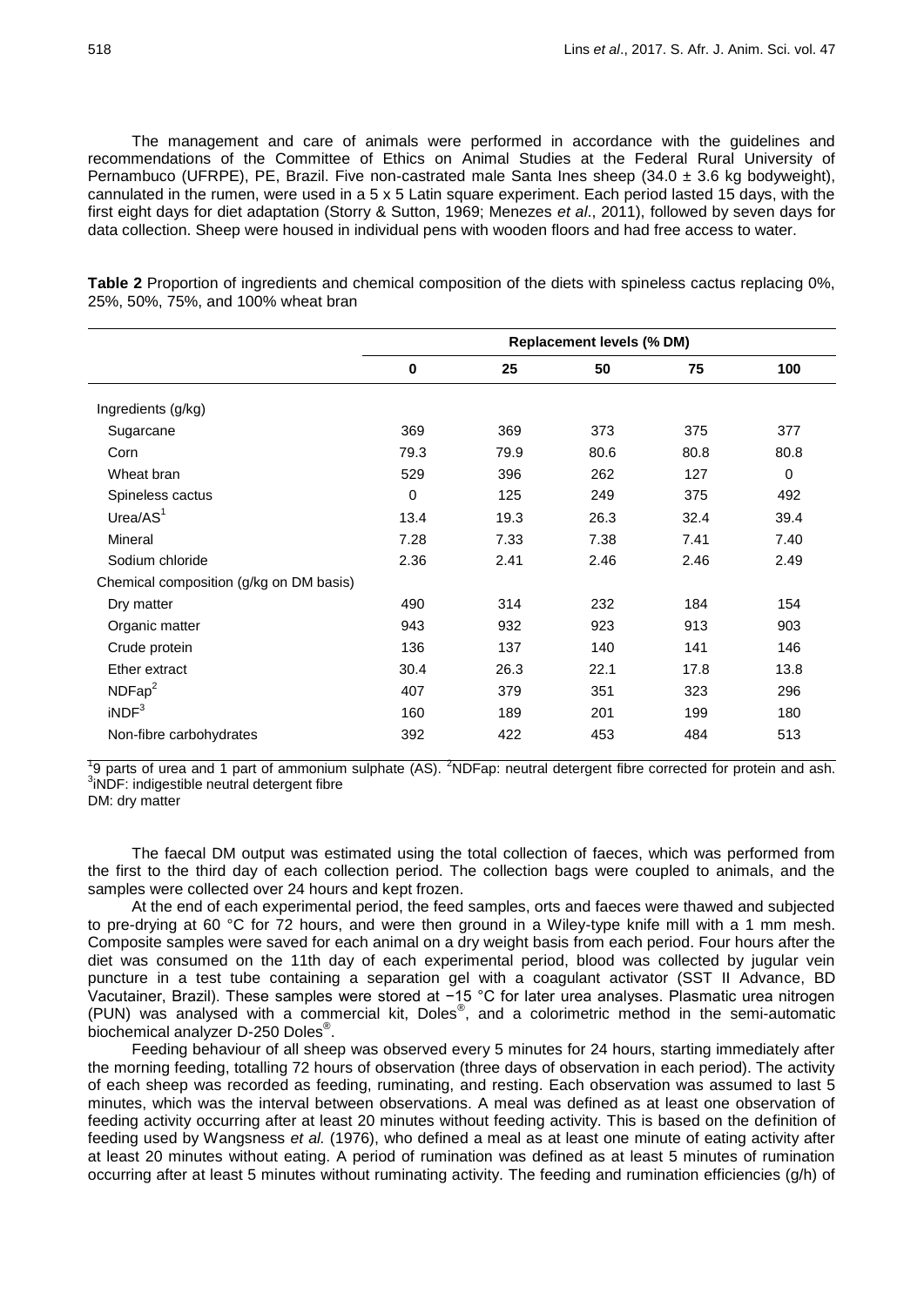The management and care of animals were performed in accordance with the guidelines and recommendations of the Committee of Ethics on Animal Studies at the Federal Rural University of Pernambuco (UFRPE), PE, Brazil. Five non-castrated male Santa Ines sheep (34.0 ± 3.6 kg bodyweight), cannulated in the rumen, were used in a 5 x 5 Latin square experiment. Each period lasted 15 days, with the first eight days for diet adaptation (Storry & Sutton, 1969; Menezes *et al*., 2011), followed by seven days for data collection. Sheep were housed in individual pens with wooden floors and had free access to water.

**Table 2** Proportion of ingredients and chemical composition of the diets with spineless cactus replacing 0%, 25%, 50%, 75%, and 100% wheat bran

| | Replacement levels (% DM) | | | | |
|---|---|---|---|---|---|
| | **0** | **25** | **50** | **75** | **100** |
| Ingredients (g/kg) | | | | | |
| Sugarcane | 369 | 369 | 373 | 375 | 377 |
| Corn | 79.3 | 79.9 | 80.6 | 80.8 | 80.8 |
| Wheat bran | 529 | 396 | 262 | 127 | 0 |
| Spineless cactus | 0 | 125 | 249 | 375 | 492 |
| Urea/AS[1] | 13.4 | 19.3 | 26.3 | 32.4 | 39.4 |
| Mineral | 7.28 | 7.33 | 7.38 | 7.41 | 7.40 |
| Sodium chloride | 2.36 | 2.41 | 2.46 | 2.46 | 2.49 |
| Chemical composition (g/kg on DM basis) | | | | | |
| Dry matter | 490 | 314 | 232 | 184 | 154 |
| Organic matter | 943 | 932 | 923 | 913 | 903 |
| Crude protein | 136 | 137 | 140 | 141 | 146 |
| Ether extract | 30.4 | 26.3 | 22.1 | 17.8 | 13.8 |
| NDFap[2] | 407 | 379 | 351 | 323 | 296 |
| iNDF[3] | 160 | 189 | 201 | 199 | 180 |
| Non-fibre carbohydrates | 392 | 422 | 453 | 484 | 513 |

[1]9 parts of urea and 1 part of ammonium sulphate (AS). [2]NDFap: neutral detergent fibre corrected for protein and ash. [3]iNDF: indigestible neutral detergent fibre
DM: dry matter

The faecal DM output was estimated using the total collection of faeces, which was performed from the first to the third day of each collection period. The collection bags were coupled to animals, and the samples were collected over 24 hours and kept frozen.

At the end of each experimental period, the feed samples, orts and faeces were thawed and subjected to pre-drying at 60 °C for 72 hours, and were then ground in a Wiley-type knife mill with a 1 mm mesh. Composite samples were saved for each animal on a dry weight basis from each period. Four hours after the diet was consumed on the 11th day of each experimental period, blood was collected by jugular vein puncture in a test tube containing a separation gel with a coagulant activator (SST II Advance, BD Vacutainer, Brazil). These samples were stored at −15 °C for later urea analyses. Plasmatic urea nitrogen (PUN) was analysed with a commercial kit, Doles®, and a colorimetric method in the semi-automatic biochemical analyzer D-250 Doles®.

Feeding behaviour of all sheep was observed every 5 minutes for 24 hours, starting immediately after the morning feeding, totalling 72 hours of observation (three days of observation in each period). The activity of each sheep was recorded as feeding, ruminating, and resting. Each observation was assumed to last 5 minutes, which was the interval between observations. A meal was defined as at least one observation of feeding activity occurring after at least 20 minutes without feeding activity. This is based on the definition of feeding used by Wangsness *et al.* (1976), who defined a meal as at least one minute of eating activity after at least 20 minutes without eating. A period of rumination was defined as at least 5 minutes of rumination occurring after at least 5 minutes without ruminating activity. The feeding and rumination efficiencies (g/h) of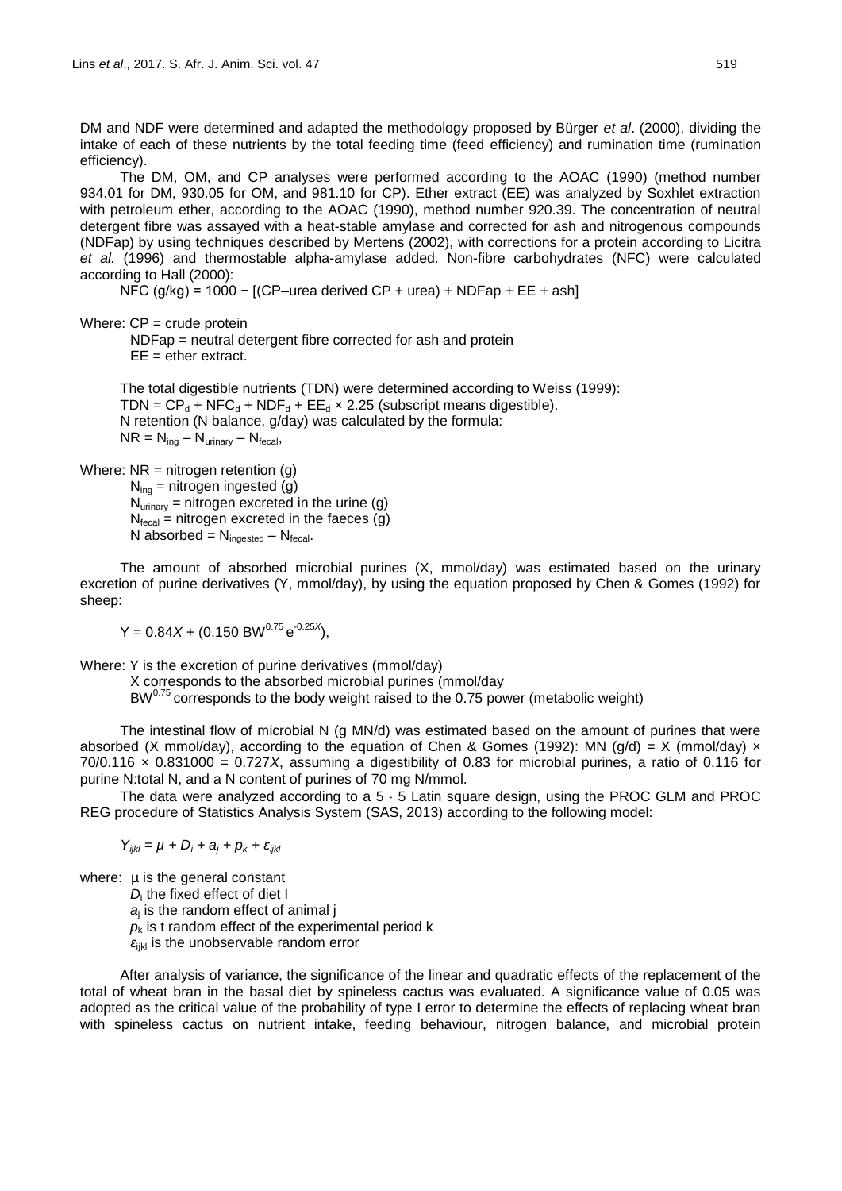DM and NDF were determined and adapted the methodology proposed by Bürger *et al*. (2000), dividing the intake of each of these nutrients by the total feeding time (feed efficiency) and rumination time (rumination efficiency).

The DM, OM, and CP analyses were performed according to the AOAC (1990) (method number 934.01 for DM, 930.05 for OM, and 981.10 for CP). Ether extract (EE) was analyzed by Soxhlet extraction with petroleum ether, according to the AOAC (1990), method number 920.39. The concentration of neutral detergent fibre was assayed with a heat-stable amylase and corrected for ash and nitrogenous compounds (NDFap) by using techniques described by Mertens (2002), with corrections for a protein according to Licitra *et al.* (1996) and thermostable alpha-amylase added. Non-fibre carbohydrates (NFC) were calculated according to Hall (2000):

$$NFC\ (g/kg) = 1000 - [(CP\text{–urea derived } CP + urea) + NDFap + EE + ash]$$

Where: CP = crude protein

NDFap = neutral detergent fibre corrected for ash and protein

EE = ether extract.

The total digestible nutrients (TDN) were determined according to Weiss (1999):

$$TDN = CP_d + NFC_d + NDF_d + EE_d \times 2.25$$ (subscript means digestible).

N retention (N balance, g/day) was calculated by the formula:

$$NR = N_{ing} - N_{urinary} - N_{fecal},$$

Where: NR = nitrogen retention (g)

$N_{ing}$ = nitrogen ingested (g)

$N_{urinary}$ = nitrogen excreted in the urine (g)

$N_{fecal}$ = nitrogen excreted in the faeces (g)

N absorbed = $N_{ingested} - N_{fecal}$.

The amount of absorbed microbial purines (X, mmol/day) was estimated based on the urinary excretion of purine derivatives (Y, mmol/day), by using the equation proposed by Chen & Gomes (1992) for sheep:

$$Y = 0.84X + (0.150\ BW^{0.75}\ e^{-0.25X}),$$

Where: Y is the excretion of purine derivatives (mmol/day)

X corresponds to the absorbed microbial purines (mmol/day

$BW^{0.75}$ corresponds to the body weight raised to the 0.75 power (metabolic weight)

The intestinal flow of microbial N (g MN/d) was estimated based on the amount of purines that were absorbed (X mmol/day), according to the equation of Chen & Gomes (1992): MN (g/d) = X (mmol/day) × 70/0.116 × 0.831000 = 0.727*X*, assuming a digestibility of 0.83 for microbial purines, a ratio of 0.116 for purine N:total N, and a N content of purines of 70 mg N/mmol.

The data were analyzed according to a 5 · 5 Latin square design, using the PROC GLM and PROC REG procedure of Statistics Analysis System (SAS, 2013) according to the following model:

$$Y_{ijkl} = \mu + D_i + a_j + p_k + \varepsilon_{ijkl}$$

where: µ is the general constant

$D_i$ the fixed effect of diet I

$a_j$ is the random effect of animal j

$p_k$ is t random effect of the experimental period k

$\varepsilon_{ijkl}$ is the unobservable random error

After analysis of variance, the significance of the linear and quadratic effects of the replacement of the total of wheat bran in the basal diet by spineless cactus was evaluated. A significance value of 0.05 was adopted as the critical value of the probability of type I error to determine the effects of replacing wheat bran with spineless cactus on nutrient intake, feeding behaviour, nitrogen balance, and microbial protein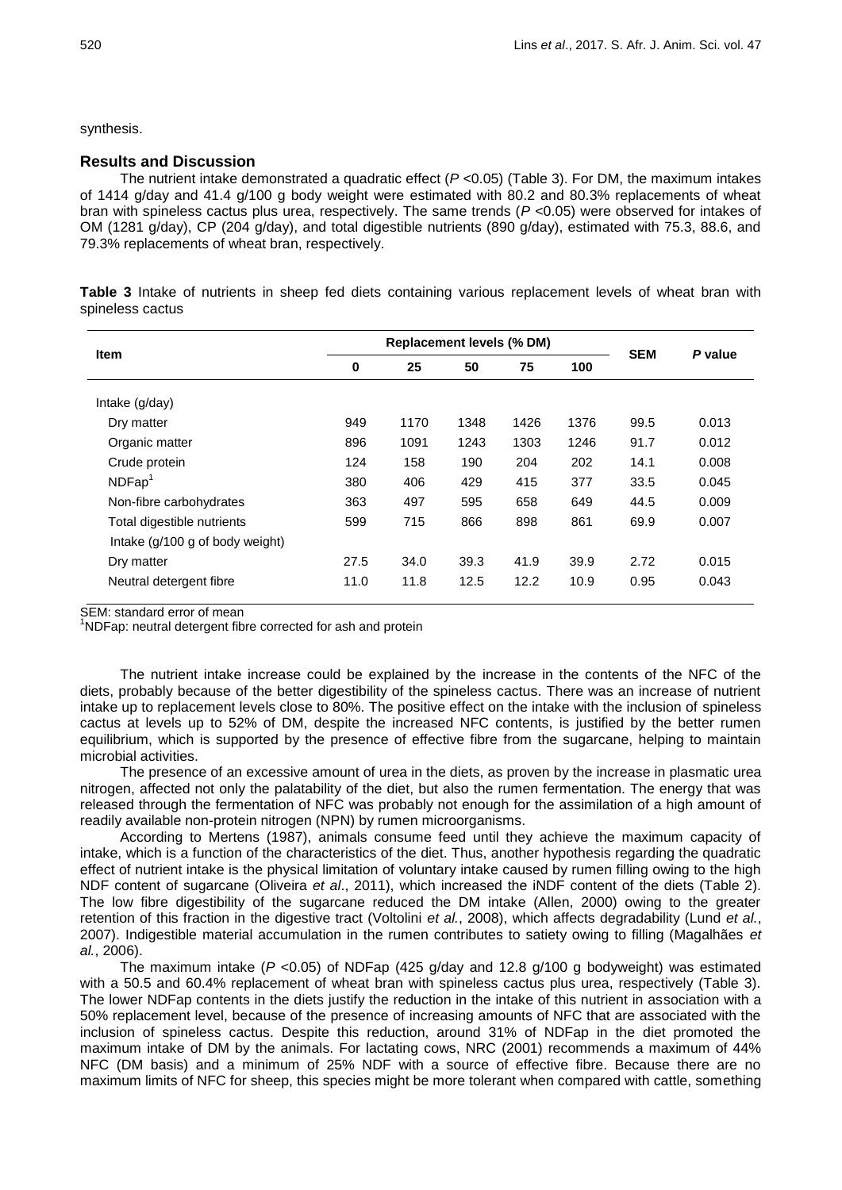synthesis.

## Results and Discussion

The nutrient intake demonstrated a quadratic effect ($P$ <0.05) (Table 3). For DM, the maximum intakes of 1414 g/day and 41.4 g/100 g body weight were estimated with 80.2 and 80.3% replacements of wheat bran with spineless cactus plus urea, respectively. The same trends ($P$ <0.05) were observed for intakes of OM (1281 g/day), CP (204 g/day), and total digestible nutrients (890 g/day), estimated with 75.3, 88.6, and 79.3% replacements of wheat bran, respectively.

**Table 3** Intake of nutrients in sheep fed diets containing various replacement levels of wheat bran with spineless cactus

| Item | Replacement levels (% DM) | | | | | SEM | *P* value |
|---|---|---|---|---|---|---|---|
| | 0 | 25 | 50 | 75 | 100 | | |
| Intake (g/day) | | | | | | | |
| Dry matter | 949 | 1170 | 1348 | 1426 | 1376 | 99.5 | 0.013 |
| Organic matter | 896 | 1091 | 1243 | 1303 | 1246 | 91.7 | 0.012 |
| Crude protein | 124 | 158 | 190 | 204 | 202 | 14.1 | 0.008 |
| NDFap[1] | 380 | 406 | 429 | 415 | 377 | 33.5 | 0.045 |
| Non-fibre carbohydrates | 363 | 497 | 595 | 658 | 649 | 44.5 | 0.009 |
| Total digestible nutrients | 599 | 715 | 866 | 898 | 861 | 69.9 | 0.007 |
| Intake (g/100 g of body weight) | | | | | | | |
| Dry matter | 27.5 | 34.0 | 39.3 | 41.9 | 39.9 | 2.72 | 0.015 |
| Neutral detergent fibre | 11.0 | 11.8 | 12.5 | 12.2 | 10.9 | 0.95 | 0.043 |

SEM: standard error of mean
[1]NDFap: neutral detergent fibre corrected for ash and protein

The nutrient intake increase could be explained by the increase in the contents of the NFC of the diets, probably because of the better digestibility of the spineless cactus. There was an increase of nutrient intake up to replacement levels close to 80%. The positive effect on the intake with the inclusion of spineless cactus at levels up to 52% of DM, despite the increased NFC contents, is justified by the better rumen equilibrium, which is supported by the presence of effective fibre from the sugarcane, helping to maintain microbial activities.

The presence of an excessive amount of urea in the diets, as proven by the increase in plasmatic urea nitrogen, affected not only the palatability of the diet, but also the rumen fermentation. The energy that was released through the fermentation of NFC was probably not enough for the assimilation of a high amount of readily available non-protein nitrogen (NPN) by rumen microorganisms.

According to Mertens (1987), animals consume feed until they achieve the maximum capacity of intake, which is a function of the characteristics of the diet. Thus, another hypothesis regarding the quadratic effect of nutrient intake is the physical limitation of voluntary intake caused by rumen filling owing to the high NDF content of sugarcane (Oliveira *et al*., 2011), which increased the iNDF content of the diets (Table 2). The low fibre digestibility of the sugarcane reduced the DM intake (Allen, 2000) owing to the greater retention of this fraction in the digestive tract (Voltolini *et al.*, 2008), which affects degradability (Lund *et al.*, 2007). Indigestible material accumulation in the rumen contributes to satiety owing to filling (Magalhães *et al.*, 2006).

The maximum intake ($P$ <0.05) of NDFap (425 g/day and 12.8 g/100 g bodyweight) was estimated with a 50.5 and 60.4% replacement of wheat bran with spineless cactus plus urea, respectively (Table 3). The lower NDFap contents in the diets justify the reduction in the intake of this nutrient in association with a 50% replacement level, because of the presence of increasing amounts of NFC that are associated with the inclusion of spineless cactus. Despite this reduction, around 31% of NDFap in the diet promoted the maximum intake of DM by the animals. For lactating cows, NRC (2001) recommends a maximum of 44% NFC (DM basis) and a minimum of 25% NDF with a source of effective fibre. Because there are no maximum limits of NFC for sheep, this species might be more tolerant when compared with cattle, something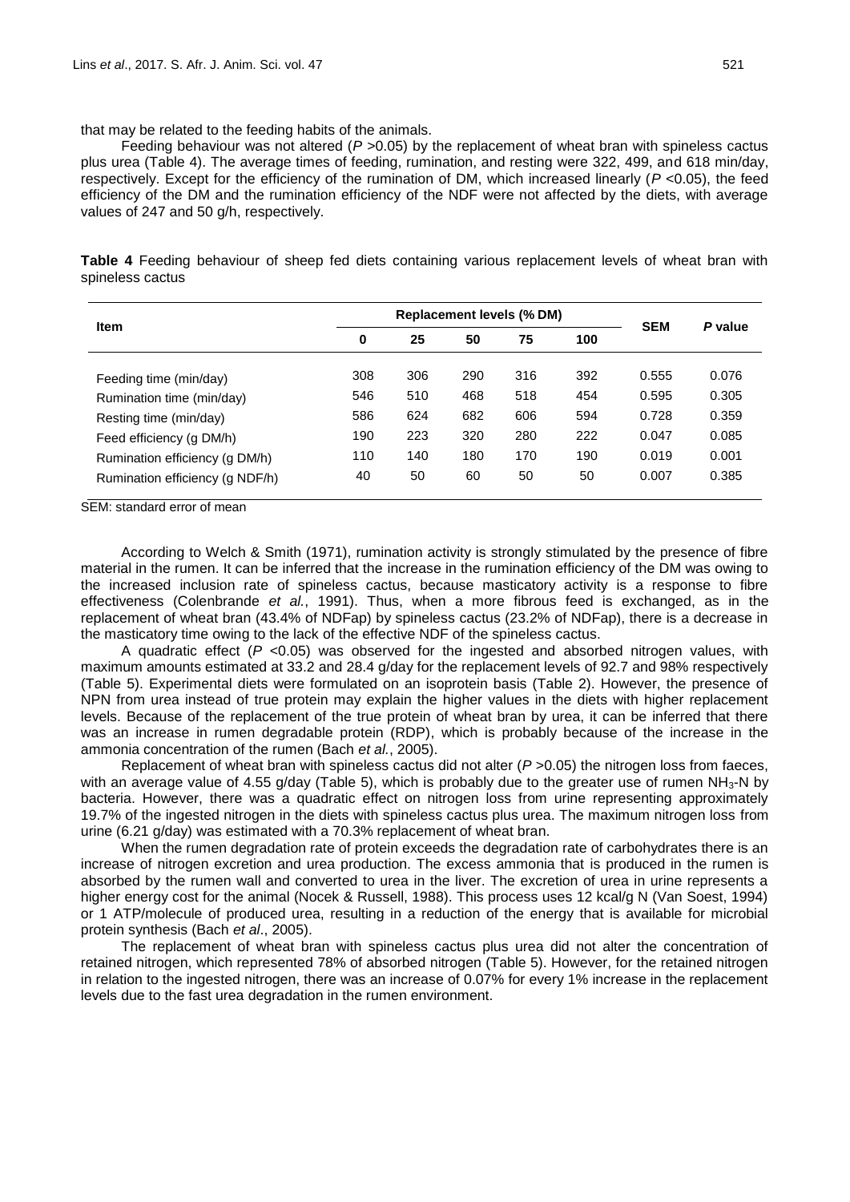that may be related to the feeding habits of the animals.

Feeding behaviour was not altered (*P* >0.05) by the replacement of wheat bran with spineless cactus plus urea (Table 4). The average times of feeding, rumination, and resting were 322, 499, and 618 min/day, respectively. Except for the efficiency of the rumination of DM, which increased linearly (*P* <0.05), the feed efficiency of the DM and the rumination efficiency of the NDF were not affected by the diets, with average values of 247 and 50 g/h, respectively.

**Table 4** Feeding behaviour of sheep fed diets containing various replacement levels of wheat bran with spineless cactus

| Item | Replacement levels (% DM) | | | | | SEM | *P* value |
|---|---|---|---|---|---|---|---|
| | 0 | 25 | 50 | 75 | 100 | | |
| Feeding time (min/day) | 308 | 306 | 290 | 316 | 392 | 0.555 | 0.076 |
| Rumination time (min/day) | 546 | 510 | 468 | 518 | 454 | 0.595 | 0.305 |
| Resting time (min/day) | 586 | 624 | 682 | 606 | 594 | 0.728 | 0.359 |
| Feed efficiency (g DM/h) | 190 | 223 | 320 | 280 | 222 | 0.047 | 0.085 |
| Rumination efficiency (g DM/h) | 110 | 140 | 180 | 170 | 190 | 0.019 | 0.001 |
| Rumination efficiency (g NDF/h) | 40 | 50 | 60 | 50 | 50 | 0.007 | 0.385 |

SEM: standard error of mean

According to Welch & Smith (1971), rumination activity is strongly stimulated by the presence of fibre material in the rumen. It can be inferred that the increase in the rumination efficiency of the DM was owing to the increased inclusion rate of spineless cactus, because masticatory activity is a response to fibre effectiveness (Colenbrande *et al.*, 1991). Thus, when a more fibrous feed is exchanged, as in the replacement of wheat bran (43.4% of NDFap) by spineless cactus (23.2% of NDFap), there is a decrease in the masticatory time owing to the lack of the effective NDF of the spineless cactus.

A quadratic effect (*P* <0.05) was observed for the ingested and absorbed nitrogen values, with maximum amounts estimated at 33.2 and 28.4 g/day for the replacement levels of 92.7 and 98% respectively (Table 5). Experimental diets were formulated on an isoprotein basis (Table 2). However, the presence of NPN from urea instead of true protein may explain the higher values in the diets with higher replacement levels. Because of the replacement of the true protein of wheat bran by urea, it can be inferred that there was an increase in rumen degradable protein (RDP), which is probably because of the increase in the ammonia concentration of the rumen (Bach *et al.*, 2005).

Replacement of wheat bran with spineless cactus did not alter (*P* >0.05) the nitrogen loss from faeces, with an average value of 4.55 g/day (Table 5), which is probably due to the greater use of rumen $NH_3$-N by bacteria. However, there was a quadratic effect on nitrogen loss from urine representing approximately 19.7% of the ingested nitrogen in the diets with spineless cactus plus urea. The maximum nitrogen loss from urine (6.21 g/day) was estimated with a 70.3% replacement of wheat bran.

When the rumen degradation rate of protein exceeds the degradation rate of carbohydrates there is an increase of nitrogen excretion and urea production. The excess ammonia that is produced in the rumen is absorbed by the rumen wall and converted to urea in the liver. The excretion of urea in urine represents a higher energy cost for the animal (Nocek & Russell, 1988). This process uses 12 kcal/g N (Van Soest, 1994) or 1 ATP/molecule of produced urea, resulting in a reduction of the energy that is available for microbial protein synthesis (Bach *et al*., 2005).

The replacement of wheat bran with spineless cactus plus urea did not alter the concentration of retained nitrogen, which represented 78% of absorbed nitrogen (Table 5). However, for the retained nitrogen in relation to the ingested nitrogen, there was an increase of 0.07% for every 1% increase in the replacement levels due to the fast urea degradation in the rumen environment.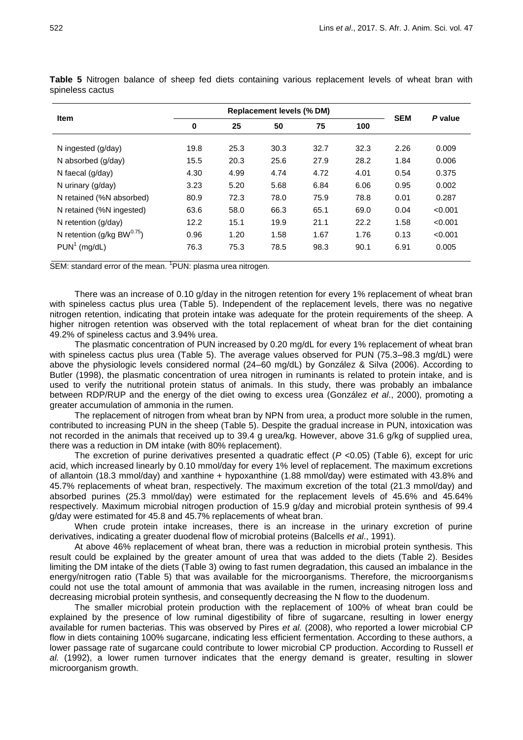**Table 5** Nitrogen balance of sheep fed diets containing various replacement levels of wheat bran with spineless cactus

| Item | Replacement levels (% DM) | | | | | SEM | *P* value |
|---|---|---|---|---|---|---|---|
| | 0 | 25 | 50 | 75 | 100 | | |
| N ingested (g/day) | 19.8 | 25.3 | 30.3 | 32.7 | 32.3 | 2.26 | 0.009 |
| N absorbed (g/day) | 15.5 | 20.3 | 25.6 | 27.9 | 28.2 | 1.84 | 0.006 |
| N faecal (g/day) | 4.30 | 4.99 | 4.74 | 4.72 | 4.01 | 0.54 | 0.375 |
| N urinary (g/day) | 3.23 | 5.20 | 5.68 | 6.84 | 6.06 | 0.95 | 0.002 |
| N retained (%N absorbed) | 80.9 | 72.3 | 78.0 | 75.9 | 78.8 | 0.01 | 0.287 |
| N retained (%N ingested) | 63.6 | 58.0 | 66.3 | 65.1 | 69.0 | 0.04 | <0.001 |
| N retention (g/day) | 12.2 | 15.1 | 19.9 | 21.1 | 22.2 | 1.58 | <0.001 |
| N retention (g/kg $BW^{0.75}$) | 0.96 | 1.20 | 1.58 | 1.67 | 1.76 | 0.13 | <0.001 |
| PUN[1] (mg/dL) | 76.3 | 75.3 | 78.5 | 98.3 | 90.1 | 6.91 | 0.005 |

SEM: standard error of the mean. [1]PUN: plasma urea nitrogen.

There was an increase of 0.10 g/day in the nitrogen retention for every 1% replacement of wheat bran with spineless cactus plus urea (Table 5). Independent of the replacement levels, there was no negative nitrogen retention, indicating that protein intake was adequate for the protein requirements of the sheep. A higher nitrogen retention was observed with the total replacement of wheat bran for the diet containing 49.2% of spineless cactus and 3.94% urea.

The plasmatic concentration of PUN increased by 0.20 mg/dL for every 1% replacement of wheat bran with spineless cactus plus urea (Table 5). The average values observed for PUN (75.3–98.3 mg/dL) were above the physiologic levels considered normal (24–60 mg/dL) by González & Silva (2006). According to Butler (1998), the plasmatic concentration of urea nitrogen in ruminants is related to protein intake, and is used to verify the nutritional protein status of animals. In this study, there was probably an imbalance between RDP/RUP and the energy of the diet owing to excess urea (González *et al*., 2000), promoting a greater accumulation of ammonia in the rumen.

The replacement of nitrogen from wheat bran by NPN from urea, a product more soluble in the rumen, contributed to increasing PUN in the sheep (Table 5). Despite the gradual increase in PUN, intoxication was not recorded in the animals that received up to 39.4 g urea/kg. However, above 31.6 g/kg of supplied urea, there was a reduction in DM intake (with 80% replacement).

The excretion of purine derivatives presented a quadratic effect ($P < 0.05$) (Table 6), except for uric acid, which increased linearly by 0.10 mmol/day for every 1% level of replacement. The maximum excretions of allantoin (18.3 mmol/day) and xanthine + hypoxanthine (1.88 mmol/day) were estimated with 43.8% and 45.7% replacements of wheat bran, respectively. The maximum excretion of the total (21.3 mmol/day) and absorbed purines (25.3 mmol/day) were estimated for the replacement levels of 45.6% and 45.64% respectively. Maximum microbial nitrogen production of 15.9 g/day and microbial protein synthesis of 99.4 g/day were estimated for 45.8 and 45.7% replacements of wheat bran.

When crude protein intake increases, there is an increase in the urinary excretion of purine derivatives, indicating a greater duodenal flow of microbial proteins (Balcells *et al*., 1991).

At above 46% replacement of wheat bran, there was a reduction in microbial protein synthesis. This result could be explained by the greater amount of urea that was added to the diets (Table 2). Besides limiting the DM intake of the diets (Table 3) owing to fast rumen degradation, this caused an imbalance in the energy/nitrogen ratio (Table 5) that was available for the microorganisms. Therefore, the microorganisms could not use the total amount of ammonia that was available in the rumen, increasing nitrogen loss and decreasing microbial protein synthesis, and consequently decreasing the N flow to the duodenum.

The smaller microbial protein production with the replacement of 100% of wheat bran could be explained by the presence of low ruminal digestibility of fibre of sugarcane, resulting in lower energy available for rumen bacterias. This was observed by Pires *et al.* (2008), who reported a lower microbial CP flow in diets containing 100% sugarcane, indicating less efficient fermentation. According to these authors, a lower passage rate of sugarcane could contribute to lower microbial CP production. According to Russell *et al.* (1992), a lower rumen turnover indicates that the energy demand is greater, resulting in slower microorganism growth.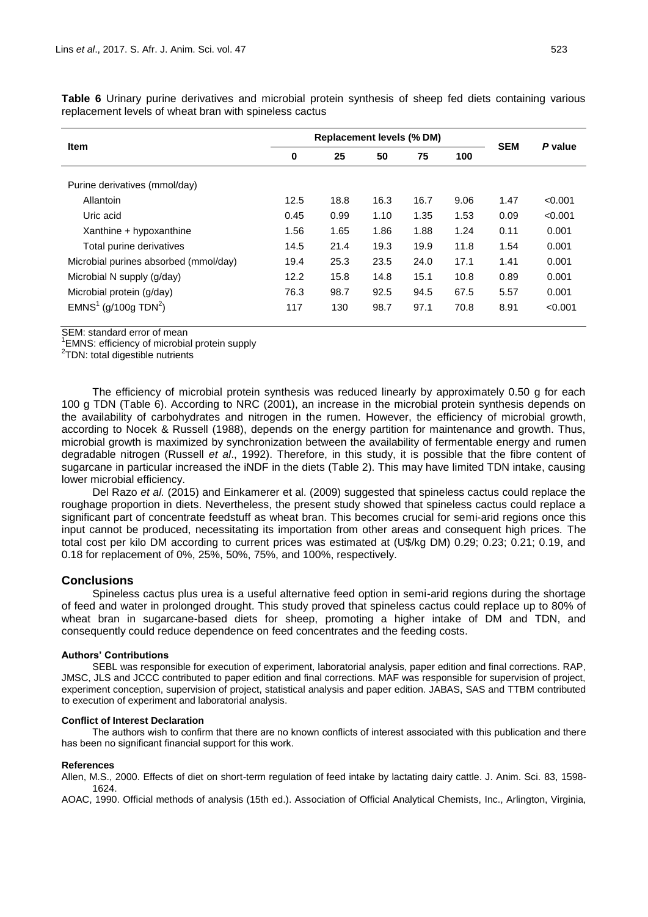**Table 6** Urinary purine derivatives and microbial protein synthesis of sheep fed diets containing various replacement levels of wheat bran with spineless cactus

| Item | Replacement levels (% DM) | | | | | SEM | *P* value |
|---|---|---|---|---|---|---|---|
| | 0 | 25 | 50 | 75 | 100 | | |
| Purine derivatives (mmol/day) | | | | | | | |
| Allantoin | 12.5 | 18.8 | 16.3 | 16.7 | 9.06 | 1.47 | <0.001 |
| Uric acid | 0.45 | 0.99 | 1.10 | 1.35 | 1.53 | 0.09 | <0.001 |
| Xanthine + hypoxanthine | 1.56 | 1.65 | 1.86 | 1.88 | 1.24 | 0.11 | 0.001 |
| Total purine derivatives | 14.5 | 21.4 | 19.3 | 19.9 | 11.8 | 1.54 | 0.001 |
| Microbial purines absorbed (mmol/day) | 19.4 | 25.3 | 23.5 | 24.0 | 17.1 | 1.41 | 0.001 |
| Microbial N supply (g/day) | 12.2 | 15.8 | 14.8 | 15.1 | 10.8 | 0.89 | 0.001 |
| Microbial protein (g/day) | 76.3 | 98.7 | 92.5 | 94.5 | 67.5 | 5.57 | 0.001 |
| EMNS[1] (g/100g TDN[2]) | 117 | 130 | 98.7 | 97.1 | 70.8 | 8.91 | <0.001 |

SEM: standard error of mean
[1]EMNS: efficiency of microbial protein supply
[2]TDN: total digestible nutrients

The efficiency of microbial protein synthesis was reduced linearly by approximately 0.50 g for each 100 g TDN (Table 6). According to NRC (2001), an increase in the microbial protein synthesis depends on the availability of carbohydrates and nitrogen in the rumen. However, the efficiency of microbial growth, according to Nocek & Russell (1988), depends on the energy partition for maintenance and growth. Thus, microbial growth is maximized by synchronization between the availability of fermentable energy and rumen degradable nitrogen (Russell *et al*., 1992). Therefore, in this study, it is possible that the fibre content of sugarcane in particular increased the iNDF in the diets (Table 2). This may have limited TDN intake, causing lower microbial efficiency.

Del Razo *et al.* (2015) and Einkamerer et al. (2009) suggested that spineless cactus could replace the roughage proportion in diets. Nevertheless, the present study showed that spineless cactus could replace a significant part of concentrate feedstuff as wheat bran. This becomes crucial for semi-arid regions once this input cannot be produced, necessitating its importation from other areas and consequent high prices. The total cost per kilo DM according to current prices was estimated at (U$/kg DM) 0.29; 0.23; 0.21; 0.19, and 0.18 for replacement of 0%, 25%, 50%, 75%, and 100%, respectively.

## Conclusions

Spineless cactus plus urea is a useful alternative feed option in semi-arid regions during the shortage of feed and water in prolonged drought. This study proved that spineless cactus could replace up to 80% of wheat bran in sugarcane-based diets for sheep, promoting a higher intake of DM and TDN, and consequently could reduce dependence on feed concentrates and the feeding costs.

#### Authors' Contributions

SEBL was responsible for execution of experiment, laboratorial analysis, paper edition and final corrections. RAP, JMSC, JLS and JCCC contributed to paper edition and final corrections. MAF was responsible for supervision of project, experiment conception, supervision of project, statistical analysis and paper edition. JABAS, SAS and TTBM contributed to execution of experiment and laboratorial analysis.

#### Conflict of Interest Declaration

The authors wish to confirm that there are no known conflicts of interest associated with this publication and there has been no significant financial support for this work.

#### References

Allen, M.S., 2000. Effects of diet on short-term regulation of feed intake by lactating dairy cattle. J. Anim. Sci. 83, 1598-1624.

AOAC, 1990. Official methods of analysis (15th ed.). Association of Official Analytical Chemists, Inc., Arlington, Virginia,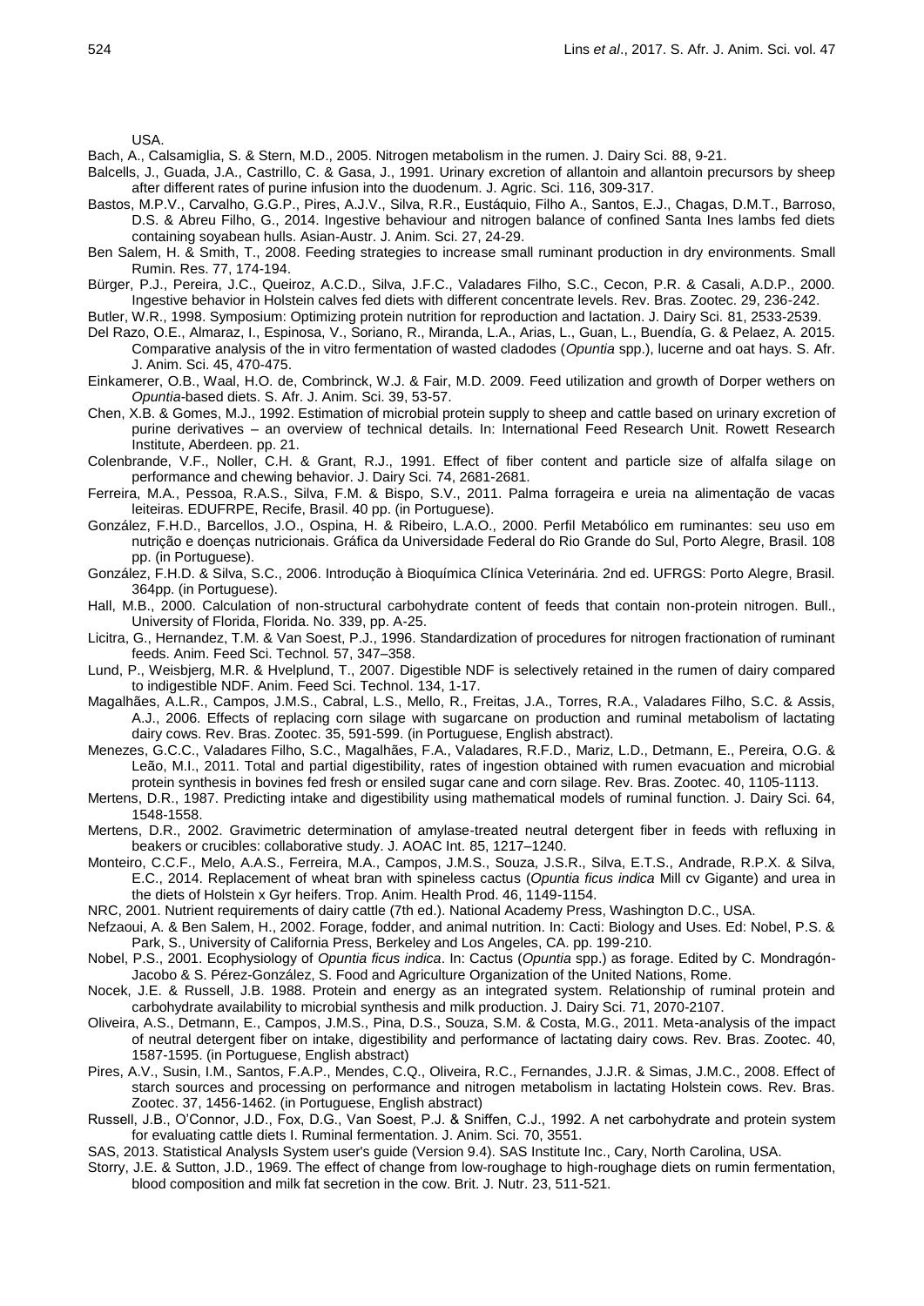USA.

Bach, A., Calsamiglia, S. & Stern, M.D., 2005. Nitrogen metabolism in the rumen. J. Dairy Sci. 88, 9-21.

Balcells, J., Guada, J.A., Castrillo, C. & Gasa, J., 1991. Urinary excretion of allantoin and allantoin precursors by sheep after different rates of purine infusion into the duodenum. J. Agric. Sci. 116, 309-317.

Bastos, M.P.V., Carvalho, G.G.P., Pires, A.J.V., Silva, R.R., Eustáquio, Filho A., Santos, E.J., Chagas, D.M.T., Barroso, D.S. & Abreu Filho, G., 2014. Ingestive behaviour and nitrogen balance of confined Santa Ines lambs fed diets containing soyabean hulls. Asian-Austr. J. Anim. Sci. 27, 24-29.

Ben Salem, H. & Smith, T., 2008. Feeding strategies to increase small ruminant production in dry environments. Small Rumin. Res. 77, 174-194.

Bürger, P.J., Pereira, J.C., Queiroz, A.C.D., Silva, J.F.C., Valadares Filho, S.C., Cecon, P.R. & Casali, A.D.P., 2000. Ingestive behavior in Holstein calves fed diets with different concentrate levels. Rev. Bras. Zootec. 29, 236-242.

Butler, W.R., 1998. Symposium: Optimizing protein nutrition for reproduction and lactation. J. Dairy Sci. 81, 2533-2539.

Del Razo, O.E., Almaraz, I., Espinosa, V., Soriano, R., Miranda, L.A., Arias, L., Guan, L., Buendía, G. & Pelaez, A. 2015. Comparative analysis of the in vitro fermentation of wasted cladodes (*Opuntia* spp.), lucerne and oat hays. S. Afr. J. Anim. Sci. 45, 470-475.

Einkamerer, O.B., Waal, H.O. de, Combrinck, W.J. & Fair, M.D. 2009. Feed utilization and growth of Dorper wethers on *Opuntia*-based diets. S. Afr. J. Anim. Sci. 39, 53-57.

Chen, X.B. & Gomes, M.J., 1992. Estimation of microbial protein supply to sheep and cattle based on urinary excretion of purine derivatives – an overview of technical details. In: International Feed Research Unit. Rowett Research Institute, Aberdeen. pp. 21.

Colenbrande, V.F., Noller, C.H. & Grant, R.J., 1991. Effect of fiber content and particle size of alfalfa silage on performance and chewing behavior. J. Dairy Sci. 74, 2681-2681.

Ferreira, M.A., Pessoa, R.A.S., Silva, F.M. & Bispo, S.V., 2011. Palma forrageira e ureia na alimentação de vacas leiteiras. EDUFRPE, Recife, Brasil. 40 pp. (in Portuguese).

González, F.H.D., Barcellos, J.O., Ospina, H. & Ribeiro, L.A.O., 2000. Perfil Metabólico em ruminantes: seu uso em nutrição e doenças nutricionais. Gráfica da Universidade Federal do Rio Grande do Sul, Porto Alegre, Brasil. 108 pp. (in Portuguese).

González, F.H.D. & Silva, S.C., 2006. Introdução à Bioquímica Clínica Veterinária. 2nd ed. UFRGS: Porto Alegre, Brasil. 364pp. (in Portuguese).

Hall, M.B., 2000. Calculation of non-structural carbohydrate content of feeds that contain non-protein nitrogen. Bull., University of Florida, Florida. No. 339, pp. A-25.

Licitra, G., Hernandez, T.M. & Van Soest, P.J., 1996. Standardization of procedures for nitrogen fractionation of ruminant feeds. Anim. Feed Sci. Technol*.* 57, 347–358.

Lund, P., Weisbjerg, M.R. & Hvelplund, T., 2007. Digestible NDF is selectively retained in the rumen of dairy compared to indigestible NDF. Anim. Feed Sci. Technol. 134, 1-17.

Magalhães, A.L.R., Campos, J.M.S., Cabral, L.S., Mello, R., Freitas, J.A., Torres, R.A., Valadares Filho, S.C. & Assis, A.J., 2006. Effects of replacing corn silage with sugarcane on production and ruminal metabolism of lactating dairy cows. Rev. Bras. Zootec. 35, 591-599. (in Portuguese, English abstract).

Menezes, G.C.C., Valadares Filho, S.C., Magalhães, F.A., Valadares, R.F.D., Mariz, L.D., Detmann, E., Pereira, O.G. & Leão, M.I., 2011. Total and partial digestibility, rates of ingestion obtained with rumen evacuation and microbial protein synthesis in bovines fed fresh or ensiled sugar cane and corn silage. Rev. Bras. Zootec. 40, 1105-1113.

Mertens, D.R., 1987. Predicting intake and digestibility using mathematical models of ruminal function. J. Dairy Sci. 64, 1548-1558.

Mertens, D.R., 2002. Gravimetric determination of amylase-treated neutral detergent fiber in feeds with refluxing in beakers or crucibles: collaborative study. J. AOAC Int. 85, 1217–1240.

Monteiro, C.C.F., Melo, A.A.S., Ferreira, M.A., Campos, J.M.S., Souza, J.S.R., Silva, E.T.S., Andrade, R.P.X. & Silva, E.C., 2014. Replacement of wheat bran with spineless cactus (*Opuntia ficus indica* Mill cv Gigante) and urea in the diets of Holstein x Gyr heifers. Trop. Anim. Health Prod. 46, 1149-1154.

NRC, 2001. Nutrient requirements of dairy cattle (7th ed.). National Academy Press, Washington D.C., USA.

Nefzaoui, A. & Ben Salem, H., 2002. Forage, fodder, and animal nutrition. In: Cacti: Biology and Uses. Ed: Nobel, P.S. & Park, S., University of California Press, Berkeley and Los Angeles, CA. pp. 199-210.

Nobel, P.S., 2001. Ecophysiology of *Opuntia ficus indica*. In: Cactus (*Opuntia* spp.) as forage. Edited by C. Mondragón-Jacobo & S. Pérez-González, S. Food and Agriculture Organization of the United Nations, Rome.

Nocek, J.E. & Russell, J.B. 1988. Protein and energy as an integrated system. Relationship of ruminal protein and carbohydrate availability to microbial synthesis and milk production. J. Dairy Sci. 71, 2070-2107.

Oliveira, A.S., Detmann, E., Campos, J.M.S., Pina, D.S., Souza, S.M. & Costa, M.G., 2011. Meta-analysis of the impact of neutral detergent fiber on intake, digestibility and performance of lactating dairy cows. Rev. Bras. Zootec. 40, 1587-1595. (in Portuguese, English abstract)

Pires, A.V., Susin, I.M., Santos, F.A.P., Mendes, C.Q., Oliveira, R.C., Fernandes, J.J.R. & Simas, J.M.C., 2008. Effect of starch sources and processing on performance and nitrogen metabolism in lactating Holstein cows. Rev. Bras. Zootec. 37, 1456-1462. (in Portuguese, English abstract)

Russell, J.B., O'Connor, J.D., Fox, D.G., Van Soest, P.J. & Sniffen, C.J., 1992. A net carbohydrate and protein system for evaluating cattle diets I. Ruminal fermentation. J. Anim. Sci. 70, 3551.

SAS, 2013. Statistical Analysis System user's guide (Version 9.4). SAS Institute Inc., Cary, North Carolina, USA.

Storry, J.E. & Sutton, J.D., 1969. The effect of change from low-roughage to high-roughage diets on rumin fermentation, blood composition and milk fat secretion in the cow. Brit. J. Nutr. 23, 511-521.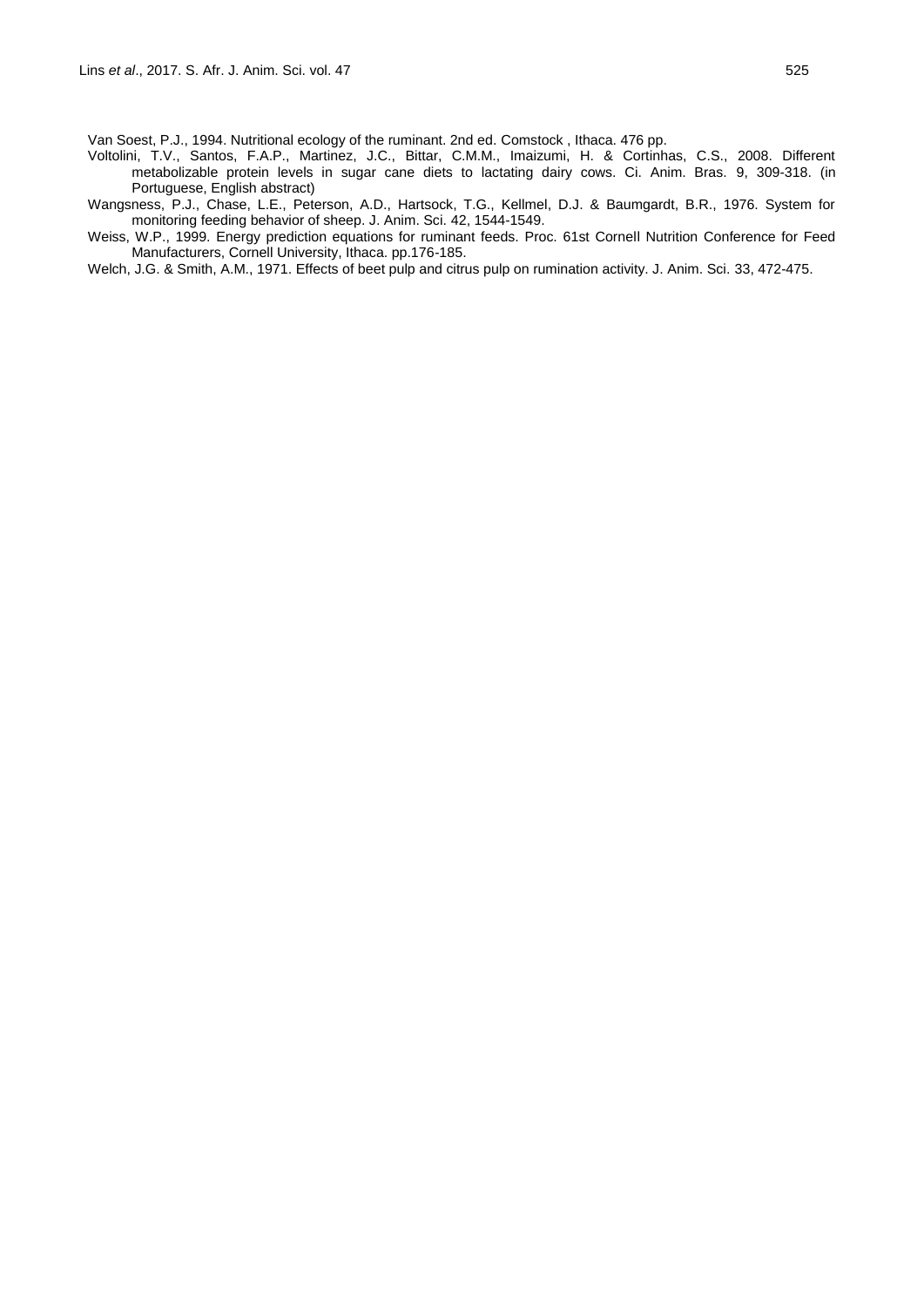Van Soest, P.J., 1994. Nutritional ecology of the ruminant. 2nd ed. Comstock , Ithaca. 476 pp.

Voltolini, T.V., Santos, F.A.P., Martinez, J.C., Bittar, C.M.M., Imaizumi, H. & Cortinhas, C.S., 2008. Different metabolizable protein levels in sugar cane diets to lactating dairy cows. Ci. Anim. Bras. 9, 309-318. (in Portuguese, English abstract)

Wangsness, P.J., Chase, L.E., Peterson, A.D., Hartsock, T.G., Kellmel, D.J. & Baumgardt, B.R., 1976. System for monitoring feeding behavior of sheep. J. Anim. Sci. 42, 1544-1549.

Weiss, W.P., 1999. Energy prediction equations for ruminant feeds. Proc. 61st Cornell Nutrition Conference for Feed Manufacturers, Cornell University, Ithaca. pp.176-185.

Welch, J.G. & Smith, A.M., 1971. Effects of beet pulp and citrus pulp on rumination activity. J. Anim. Sci. 33, 472-475.